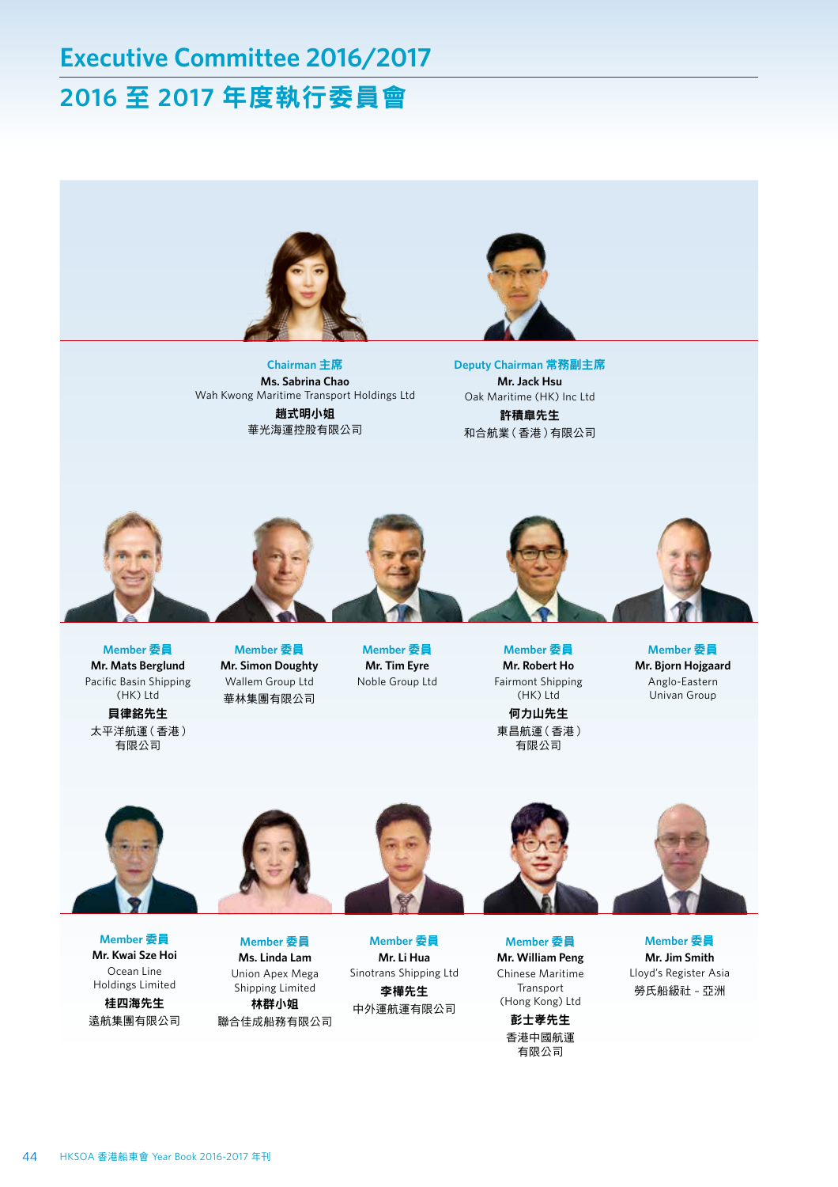# Executive Committee 2016/2017

# 2016 至 2017 年度執行委員會

**Chairman 主席**
**Ms. Sabrina Chao**
Wah Kwong Maritime Transport Holdings Ltd
**趙式明小姐**
華光海運控股有限公司

**Deputy Chairman 常務副主席**
**Mr. Jack Hsu**
Oak Maritime (HK) Inc Ltd
**許積皐先生**
和合航業（香港）有限公司

**Member 委員**
**Mr. Mats Berglund**
Pacific Basin Shipping (HK) Ltd
**貝律銘先生**
太平洋航運（香港）有限公司

**Member 委員**
**Mr. Simon Doughty**
Wallem Group Ltd
華林集團有限公司

**Member 委員**
**Mr. Tim Eyre**
Noble Group Ltd

**Member 委員**
**Mr. Robert Ho**
Fairmont Shipping (HK) Ltd
**何力山先生**
東昌航運（香港）有限公司

**Member 委員**
**Mr. Bjorn Hojgaard**
Anglo-Eastern Univan Group

**Member 委員**
**Mr. Kwai Sze Hoi**
Ocean Line Holdings Limited
**桂四海先生**
遠航集團有限公司

**Member 委員**
**Ms. Linda Lam**
Union Apex Mega Shipping Limited
**林群小姐**
聯合佳成船務有限公司

**Member 委員**
**Mr. Li Hua**
Sinotrans Shipping Ltd
**李樺先生**
中外運航運有限公司

**Member 委員**
**Mr. William Peng**
Chinese Maritime Transport (Hong Kong) Ltd
**彭士孝先生**
香港中國航運有限公司

**Member 委員**
**Mr. Jim Smith**
Lloyd's Register Asia
勞氏船級社 - 亞洲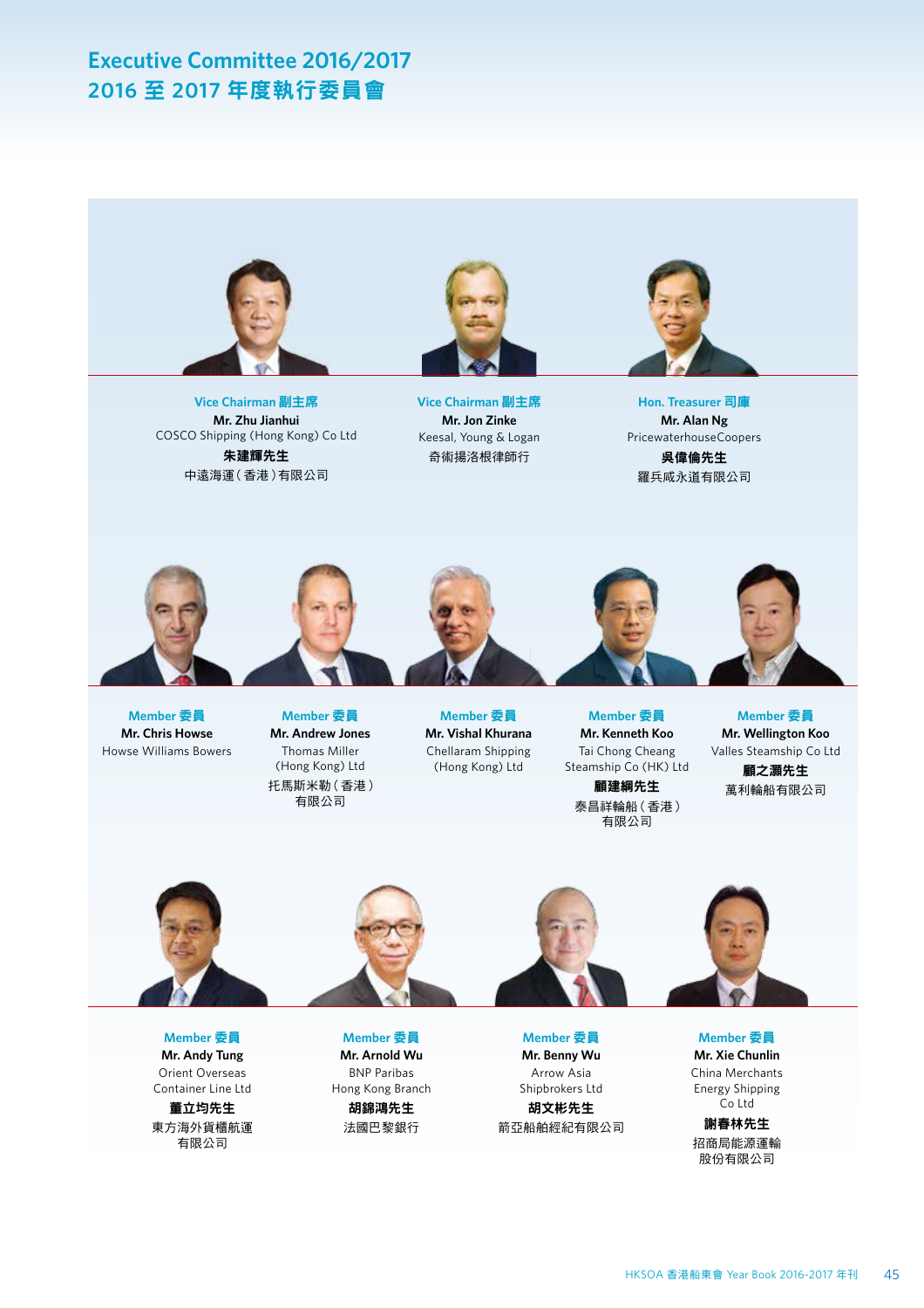# Executive Committee 2016/2017
# 2016 至 2017 年度執行委員會

**Vice Chairman 副主席**
**Mr. Zhu Jianhui**
COSCO Shipping (Hong Kong) Co Ltd
**朱建輝先生**
中遠海運（香港）有限公司

**Vice Chairman 副主席**
**Mr. Jon Zinke**
Keesal, Young & Logan
奇術揚洛根律師行

**Hon. Treasurer 司庫**
**Mr. Alan Ng**
PricewaterhouseCoopers
**吳偉倫先生**
羅兵咸永道有限公司

**Member 委員**
**Mr. Chris Howse**
Howse Williams Bowers

**Member 委員**
**Mr. Andrew Jones**
Thomas Miller (Hong Kong) Ltd
托馬斯米勒（香港）有限公司

**Member 委員**
**Mr. Vishal Khurana**
Chellaram Shipping (Hong Kong) Ltd

**Member 委員**
**Mr. Kenneth Koo**
Tai Chong Cheang Steamship Co (HK) Ltd
**顧建綱先生**
泰昌祥輪船（香港）有限公司

**Member 委員**
**Mr. Wellington Koo**
Valles Steamship Co Ltd
**顧之灝先生**
萬利輪船有限公司

**Member 委員**
**Mr. Andy Tung**
Orient Overseas Container Line Ltd
**董立均先生**
東方海外貨櫃航運有限公司

**Member 委員**
**Mr. Arnold Wu**
BNP Paribas Hong Kong Branch
**胡錦鴻先生**
法國巴黎銀行

**Member 委員**
**Mr. Benny Wu**
Arrow Asia Shipbrokers Ltd
**胡文彬先生**
箭亞船舶經紀有限公司

**Member 委員**
**Mr. Xie Chunlin**
China Merchants Energy Shipping Co Ltd
**謝春林先生**
招商局能源運輸股份有限公司